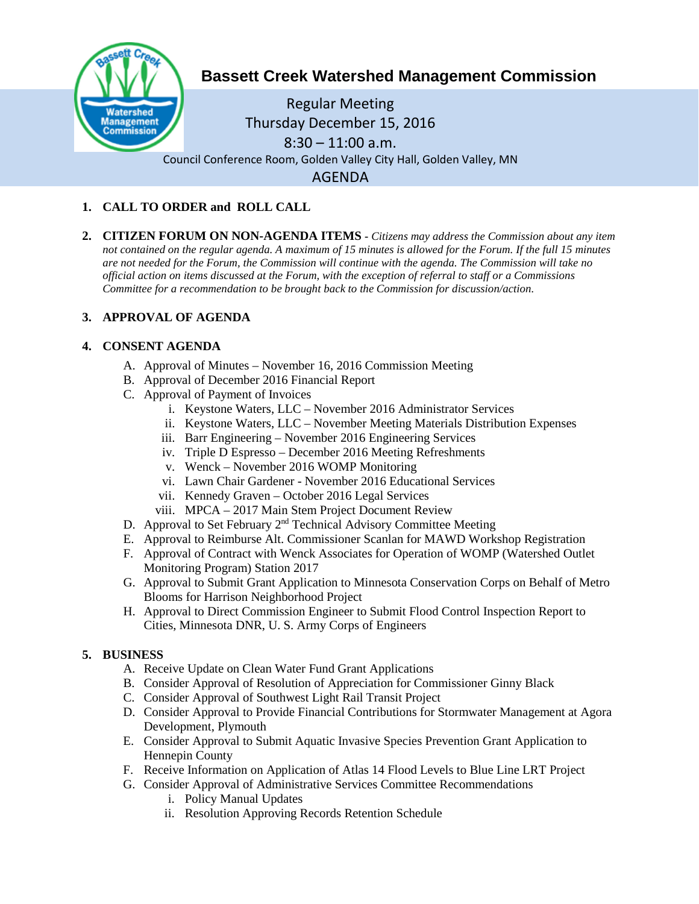# Bassett Creek Watershed Management Commission

Regular Meeting
Thursday December 15, 2016
8:30 – 11:00 a.m.
Council Conference Room, Golden Valley City Hall, Golden Valley, MN

AGENDA

1. **CALL TO ORDER and ROLL CALL**

2. **CITIZEN FORUM ON NON-AGENDA ITEMS** - *Citizens may address the Commission about any item not contained on the regular agenda. A maximum of 15 minutes is allowed for the Forum. If the full 15 minutes are not needed for the Forum, the Commission will continue with the agenda. The Commission will take no official action on items discussed at the Forum, with the exception of referral to staff or a Commissions Committee for a recommendation to be brought back to the Commission for discussion/action.*

3. **APPROVAL OF AGENDA**

4. **CONSENT AGENDA**
   - A. Approval of Minutes – November 16, 2016 Commission Meeting
   - B. Approval of December 2016 Financial Report
   - C. Approval of Payment of Invoices
     - i. Keystone Waters, LLC – November 2016 Administrator Services
     - ii. Keystone Waters, LLC – November Meeting Materials Distribution Expenses
     - iii. Barr Engineering – November 2016 Engineering Services
     - iv. Triple D Espresso – December 2016 Meeting Refreshments
     - v. Wenck – November 2016 WOMP Monitoring
     - vi. Lawn Chair Gardener - November 2016 Educational Services
     - vii. Kennedy Graven – October 2016 Legal Services
     - viii. MPCA – 2017 Main Stem Project Document Review
   - D. Approval to Set February 2nd Technical Advisory Committee Meeting
   - E. Approval to Reimburse Alt. Commissioner Scanlan for MAWD Workshop Registration
   - F. Approval of Contract with Wenck Associates for Operation of WOMP (Watershed Outlet Monitoring Program) Station 2017
   - G. Approval to Submit Grant Application to Minnesota Conservation Corps on Behalf of Metro Blooms for Harrison Neighborhood Project
   - H. Approval to Direct Commission Engineer to Submit Flood Control Inspection Report to Cities, Minnesota DNR, U. S. Army Corps of Engineers

5. **BUSINESS**
   - A. Receive Update on Clean Water Fund Grant Applications
   - B. Consider Approval of Resolution of Appreciation for Commissioner Ginny Black
   - C. Consider Approval of Southwest Light Rail Transit Project
   - D. Consider Approval to Provide Financial Contributions for Stormwater Management at Agora Development, Plymouth
   - E. Consider Approval to Submit Aquatic Invasive Species Prevention Grant Application to Hennepin County
   - F. Receive Information on Application of Atlas 14 Flood Levels to Blue Line LRT Project
   - G. Consider Approval of Administrative Services Committee Recommendations
     - i. Policy Manual Updates
     - ii. Resolution Approving Records Retention Schedule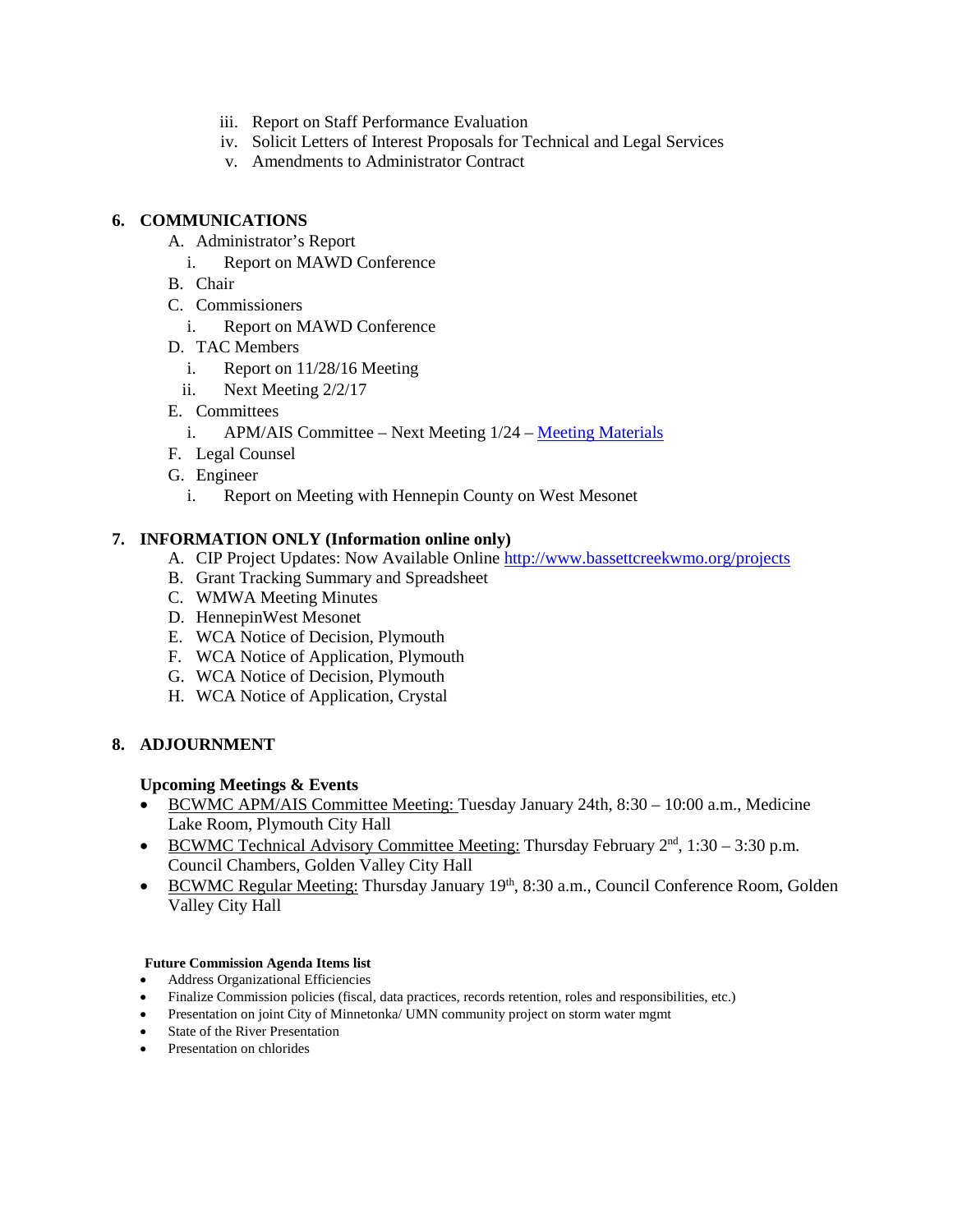iii. Report on Staff Performance Evaluation
iv. Solicit Letters of Interest Proposals for Technical and Legal Services
v. Amendments to Administrator Contract

**6. COMMUNICATIONS**

A. Administrator's Report
  i. Report on MAWD Conference
B. Chair
C. Commissioners
  i. Report on MAWD Conference
D. TAC Members
  i. Report on 11/28/16 Meeting
  ii. Next Meeting 2/2/17
E. Committees
  i. APM/AIS Committee – Next Meeting 1/24 – Meeting Materials
F. Legal Counsel
G. Engineer
  i. Report on Meeting with Hennepin County on West Mesonet

**7. INFORMATION ONLY (Information online only)**

A. CIP Project Updates: Now Available Online http://www.bassettcreekwmo.org/projects
B. Grant Tracking Summary and Spreadsheet
C. WMWA Meeting Minutes
D. HennepinWest Mesonet
E. WCA Notice of Decision, Plymouth
F. WCA Notice of Application, Plymouth
G. WCA Notice of Decision, Plymouth
H. WCA Notice of Application, Crystal

**8. ADJOURNMENT**

**Upcoming Meetings & Events**

- BCWMC APM/AIS Committee Meeting: Tuesday January 24th, 8:30 – 10:00 a.m., Medicine Lake Room, Plymouth City Hall
- BCWMC Technical Advisory Committee Meeting: Thursday February 2nd, 1:30 – 3:30 p.m. Council Chambers, Golden Valley City Hall
- BCWMC Regular Meeting: Thursday January 19th, 8:30 a.m., Council Conference Room, Golden Valley City Hall

**Future Commission Agenda Items list**

- Address Organizational Efficiencies
- Finalize Commission policies (fiscal, data practices, records retention, roles and responsibilities, etc.)
- Presentation on joint City of Minnetonka/ UMN community project on storm water mgmt
- State of the River Presentation
- Presentation on chlorides